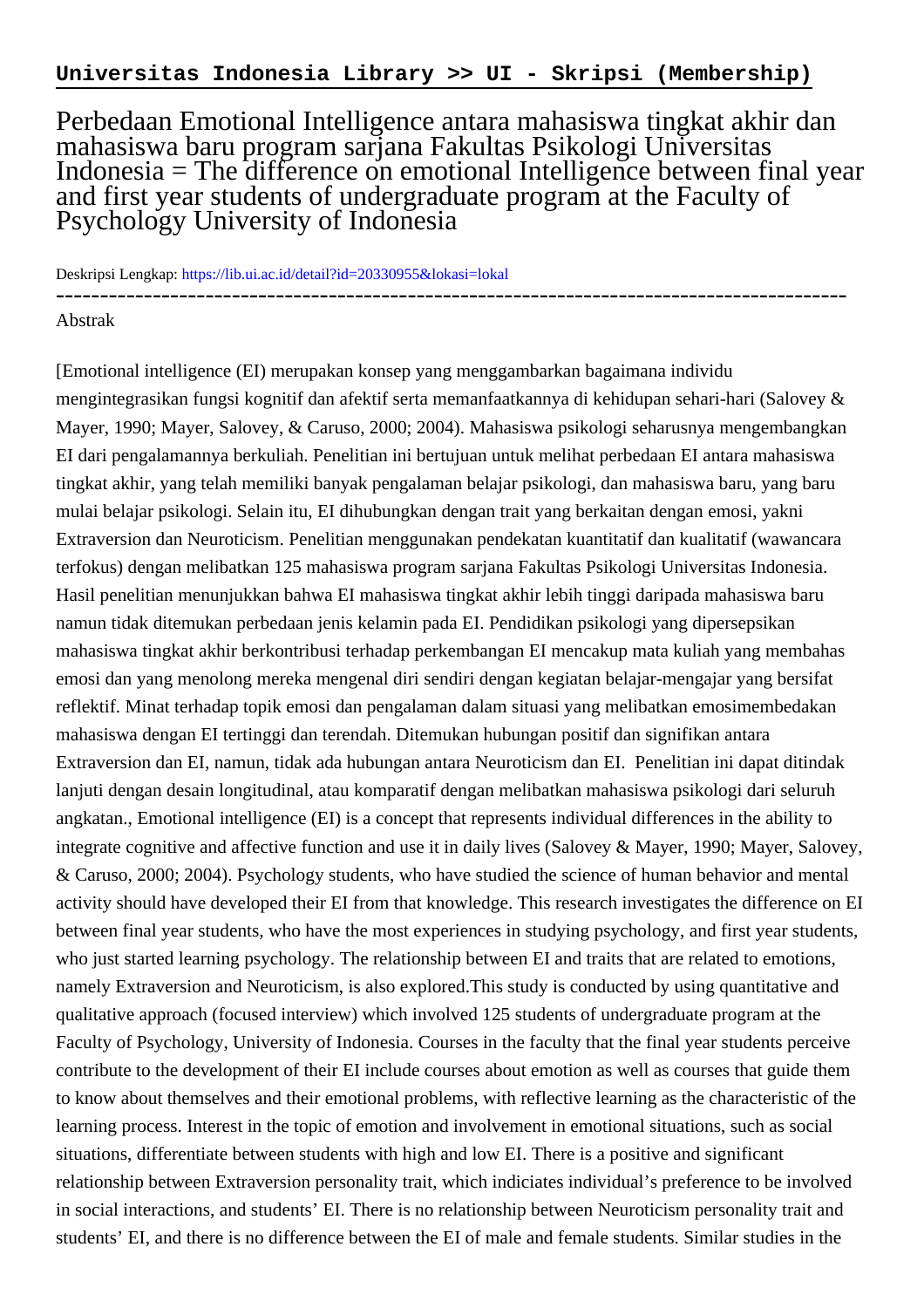**Universitas Indonesia Library >> UI - Skripsi (Membership)**

# Perbedaan Emotional Intelligence antara mahasiswa tingkat akhir dan mahasiswa baru program sarjana Fakultas Psikologi Universitas Indonesia = The difference on emotional Intelligence between final year and first year students of undergraduate program at the Faculty of Psychology University of Indonesia

Deskripsi Lengkap: https://lib.ui.ac.id/detail?id=20330955&lokasi=lokal

------------------------------------------------------------------------------------------

Abstrak

[Emotional intelligence (EI) merupakan konsep yang menggambarkan bagaimana individu mengintegrasikan fungsi kognitif dan afektif serta memanfaatkannya di kehidupan sehari-hari (Salovey & Mayer, 1990; Mayer, Salovey, & Caruso, 2000; 2004). Mahasiswa psikologi seharusnya mengembangkan EI dari pengalamannya berkuliah. Penelitian ini bertujuan untuk melihat perbedaan EI antara mahasiswa tingkat akhir, yang telah memiliki banyak pengalaman belajar psikologi, dan mahasiswa baru, yang baru mulai belajar psikologi. Selain itu, EI dihubungkan dengan trait yang berkaitan dengan emosi, yakni Extraversion dan Neuroticism. Penelitian menggunakan pendekatan kuantitatif dan kualitatif (wawancara terfokus) dengan melibatkan 125 mahasiswa program sarjana Fakultas Psikologi Universitas Indonesia. Hasil penelitian menunjukkan bahwa EI mahasiswa tingkat akhir lebih tinggi daripada mahasiswa baru namun tidak ditemukan perbedaan jenis kelamin pada EI. Pendidikan psikologi yang dipersepsikan mahasiswa tingkat akhir berkontribusi terhadap perkembangan EI mencakup mata kuliah yang membahas emosi dan yang menolong mereka mengenal diri sendiri dengan kegiatan belajar-mengajar yang bersifat reflektif. Minat terhadap topik emosi dan pengalaman dalam situasi yang melibatkan emosimembedakan mahasiswa dengan EI tertinggi dan terendah. Ditemukan hubungan positif dan signifikan antara Extraversion dan EI, namun, tidak ada hubungan antara Neuroticism dan EI.  Penelitian ini dapat ditindak lanjuti dengan desain longitudinal, atau komparatif dengan melibatkan mahasiswa psikologi dari seluruh angkatan., Emotional intelligence (EI) is a concept that represents individual differences in the ability to integrate cognitive and affective function and use it in daily lives (Salovey & Mayer, 1990; Mayer, Salovey, & Caruso, 2000; 2004). Psychology students, who have studied the science of human behavior and mental activity should have developed their EI from that knowledge. This research investigates the difference on EI between final year students, who have the most experiences in studying psychology, and first year students, who just started learning psychology. The relationship between EI and traits that are related to emotions, namely Extraversion and Neuroticism, is also explored.This study is conducted by using quantitative and qualitative approach (focused interview) which involved 125 students of undergraduate program at the Faculty of Psychology, University of Indonesia. Courses in the faculty that the final year students perceive contribute to the development of their EI include courses about emotion as well as courses that guide them to know about themselves and their emotional problems, with reflective learning as the characteristic of the learning process. Interest in the topic of emotion and involvement in emotional situations, such as social situations, differentiate between students with high and low EI. There is a positive and significant relationship between Extraversion personality trait, which indiciates individual's preference to be involved in social interactions, and students' EI. There is no relationship between Neuroticism personality trait and students' EI, and there is no difference between the EI of male and female students. Similar studies in the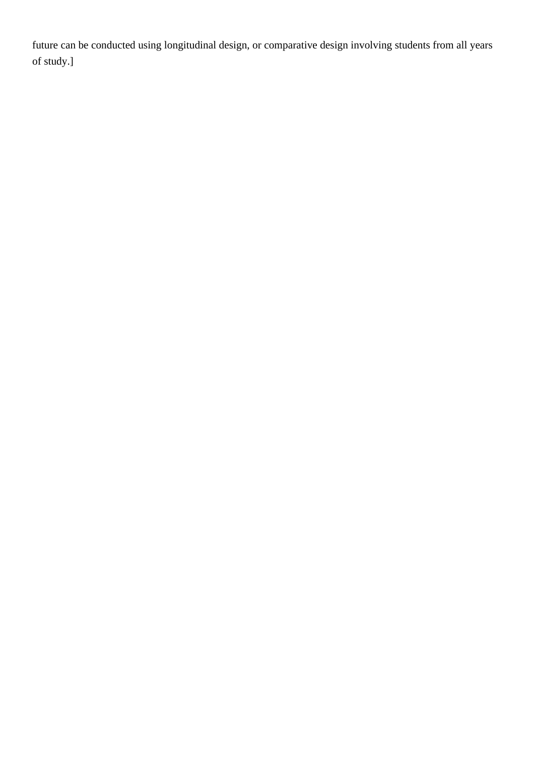future can be conducted using longitudinal design, or comparative design involving students from all years of study.]